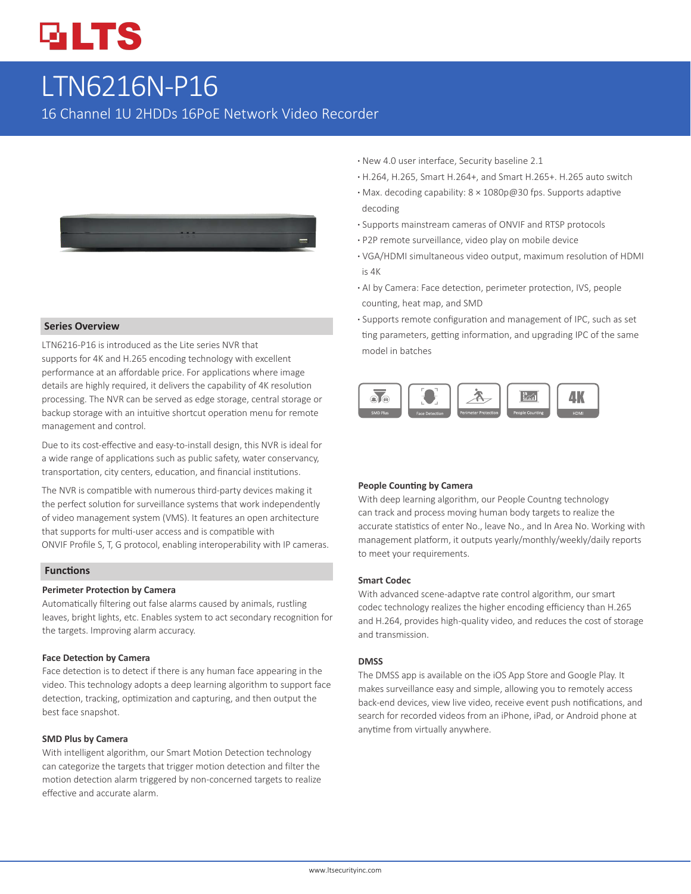# LTN6216N-P16

16 Channel 1U 2HDDs 16PoE Network Video Recorder

- New 4.0 user interface, Security baseline 2.1
- H.264, H.265, Smart H.264+, and Smart H.265+. H.265 auto switch
- Max. decoding capability: 8 × 1080p@30 fps. Supports adaptive decoding
- Supports mainstream cameras of ONVIF and RTSP protocols
- P2P remote surveillance, video play on mobile device
- VGA/HDMI simultaneous video output, maximum resolution of HDMI is 4K
- AI by Camera: Face detection, perimeter protection, IVS, people counting, heat map, and SMD
- Supports remote configuration and management of IPC, such as set ting parameters, getting information, and upgrading IPC of the same model in batches

## Series Overview

LTN6216-P16 is introduced as the Lite series NVR that supports for 4K and H.265 encoding technology with excellent performance at an affordable price. For applications where image details are highly required, it delivers the capability of 4K resolution processing. The NVR can be served as edge storage, central storage or backup storage with an intuitive shortcut operation menu for remote management and control.

Due to its cost-effective and easy-to-install design, this NVR is ideal for a wide range of applications such as public safety, water conservancy, transportation, city centers, education, and financial institutions.

The NVR is compatible with numerous third-party devices making it the perfect solution for surveillance systems that work independently of video management system (VMS). It features an open architecture that supports for multi-user access and is compatible with ONVIF Profile S, T, G protocol, enabling interoperability with IP cameras.

## Functions

### Perimeter Protection by Camera

Automatically filtering out false alarms caused by animals, rustling leaves, bright lights, etc. Enables system to act secondary recognition for the targets. Improving alarm accuracy.

### Face Detection by Camera

Face detection is to detect if there is any human face appearing in the video. This technology adopts a deep learning algorithm to support face detection, tracking, optimization and capturing, and then output the best face snapshot.

### SMD Plus by Camera

With intelligent algorithm, our Smart Motion Detection technology can categorize the targets that trigger motion detection and filter the motion detection alarm triggered by non-concerned targets to realize effective and accurate alarm.

### People Counting by Camera

With deep learning algorithm, our People Countng technology can track and process moving human body targets to realize the accurate statistics of enter No., leave No., and In Area No. Working with management platform, it outputs yearly/monthly/weekly/daily reports to meet your requirements.

### Smart Codec

With advanced scene-adaptve rate control algorithm, our smart codec technology realizes the higher encoding efficiency than H.265 and H.264, provides high-quality video, and reduces the cost of storage and transmission.

### DMSS

The DMSS app is available on the iOS App Store and Google Play. It makes surveillance easy and simple, allowing you to remotely access back-end devices, view live video, receive event push notifications, and search for recorded videos from an iPhone, iPad, or Android phone at anytime from virtually anywhere.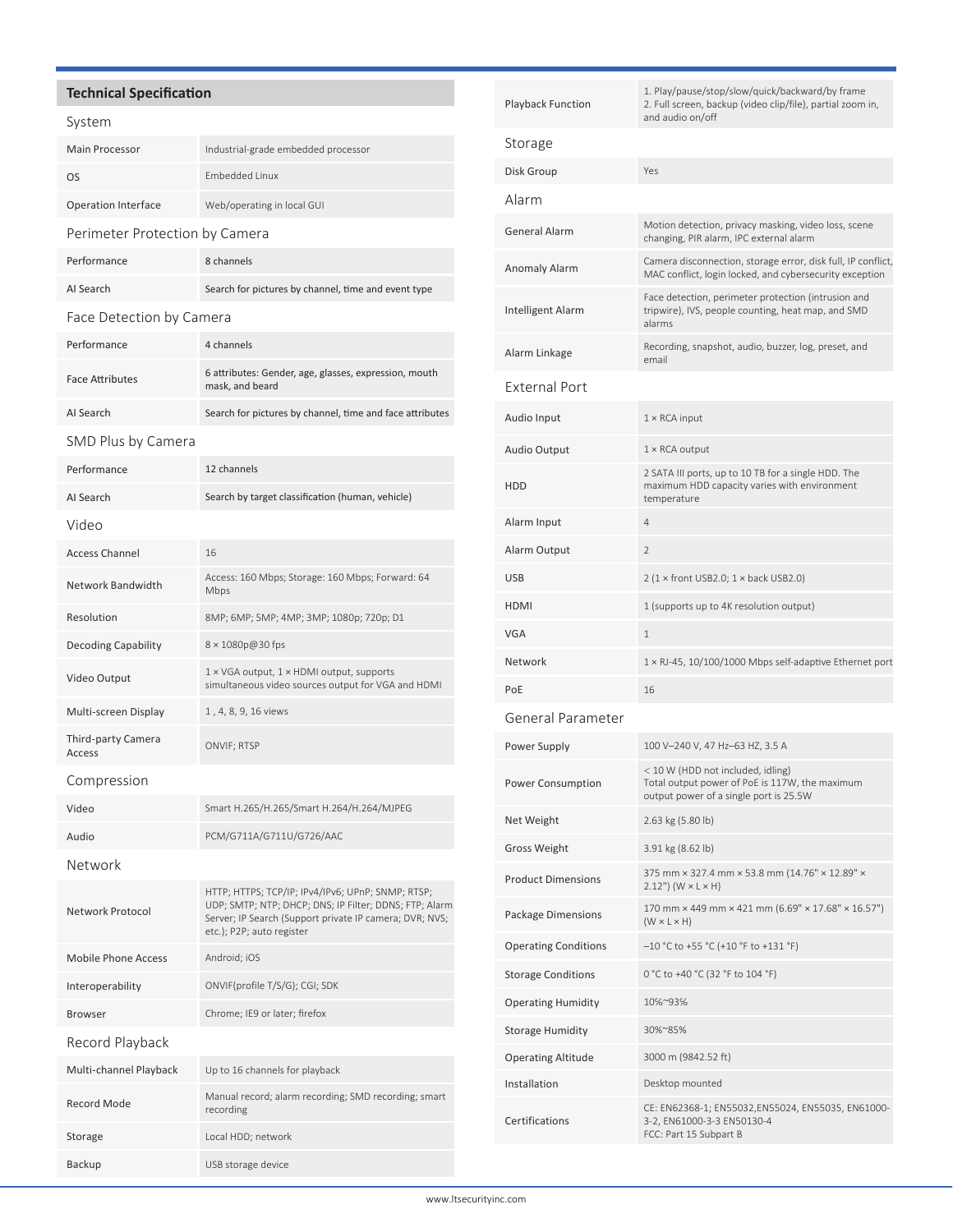## Technical Specification

### System

| | |
|---|---|
| Main Processor | Industrial-grade embedded processor |
| OS | Embedded Linux |
| Operation Interface | Web/operating in local GUI |

### Perimeter Protection by Camera

| | |
|---|---|
| Performance | 8 channels |
| AI Search | Search for pictures by channel, time and event type |

### Face Detection by Camera

| | |
|---|---|
| Performance | 4 channels |
| Face Attributes | 6 attributes: Gender, age, glasses, expression, mouth mask, and beard |
| AI Search | Search for pictures by channel, time and face attributes |

### SMD Plus by Camera

| | |
|---|---|
| Performance | 12 channels |
| AI Search | Search by target classification (human, vehicle) |

### Video

| | |
|---|---|
| Access Channel | 16 |
| Network Bandwidth | Access: 160 Mbps; Storage: 160 Mbps; Forward: 64 Mbps |
| Resolution | 8MP; 6MP; 5MP; 4MP; 3MP; 1080p; 720p; D1 |
| Decoding Capability | 8 × 1080p@30 fps |
| Video Output | 1 × VGA output, 1 × HDMI output, supports simultaneous video sources output for VGA and HDMI |
| Multi-screen Display | 1 , 4, 8, 9, 16 views |
| Third-party Camera Access | ONVIF; RTSP |

### Compression

| | |
|---|---|
| Video | Smart H.265/H.265/Smart H.264/H.264/MJPEG |
| Audio | PCM/G711A/G711U/G726/AAC |

### Network

| | |
|---|---|
| Network Protocol | HTTP; HTTPS; TCP/IP; IPv4/IPv6; UPnP; SNMP; RTSP; UDP; SMTP; NTP; DHCP; DNS; IP Filter; DDNS; FTP; Alarm Server; IP Search (Support private IP camera; DVR; NVS; etc.); P2P; auto register |
| Mobile Phone Access | Android; iOS |
| Interoperability | ONVIF(profile T/S/G); CGI; SDK |
| Browser | Chrome; IE9 or later; firefox |

### Record Playback

| | |
|---|---|
| Multi-channel Playback | Up to 16 channels for playback |
| Record Mode | Manual record; alarm recording; SMD recording; smart recording |
| Storage | Local HDD; network |
| Backup | USB storage device |
| Playback Function | 1. Play/pause/stop/slow/quick/backward/by frame<br>2. Full screen, backup (video clip/file), partial zoom in, and audio on/off |

### Storage

| | |
|---|---|
| Disk Group | Yes |

### Alarm

| | |
|---|---|
| General Alarm | Motion detection, privacy masking, video loss, scene changing, PIR alarm, IPC external alarm |
| Anomaly Alarm | Camera disconnection, storage error, disk full, IP conflict, MAC conflict, login locked, and cybersecurity exception |
| Intelligent Alarm | Face detection, perimeter protection (intrusion and tripwire), IVS, people counting, heat map, and SMD alarms |
| Alarm Linkage | Recording, snapshot, audio, buzzer, log, preset, and email |

### External Port

| | |
|---|---|
| Audio Input | 1 × RCA input |
| Audio Output | 1 × RCA output |
| HDD | 2 SATA III ports, up to 10 TB for a single HDD. The maximum HDD capacity varies with environment temperature |
| Alarm Input | 4 |
| Alarm Output | 2 |
| USB | 2 (1 × front USB2.0; 1 × back USB2.0) |
| HDMI | 1 (supports up to 4K resolution output) |
| VGA | 1 |
| Network | 1 × RJ-45, 10/100/1000 Mbps self-adaptive Ethernet port |
| PoE | 16 |

### General Parameter

| | |
|---|---|
| Power Supply | 100 V–240 V, 47 Hz–63 HZ, 3.5 A |
| Power Consumption | < 10 W (HDD not included, idling)<br>Total output power of PoE is 117W, the maximum output power of a single port is 25.5W |
| Net Weight | 2.63 kg (5.80 lb) |
| Gross Weight | 3.91 kg (8.62 lb) |
| Product Dimensions | 375 mm × 327.4 mm × 53.8 mm (14.76" × 12.89" × 2.12") (W × L × H) |
| Package Dimensions | 170 mm × 449 mm × 421 mm (6.69" × 17.68" × 16.57") (W × L × H) |
| Operating Conditions | –10 °C to +55 °C (+10 °F to +131 °F) |
| Storage Conditions | 0 °C to +40 °C (32 °F to 104 °F) |
| Operating Humidity | 10%~93% |
| Storage Humidity | 30%~85% |
| Operating Altitude | 3000 m (9842.52 ft) |
| Installation | Desktop mounted |
| Certifications | CE: EN62368-1; EN55032,EN55024, EN55035, EN61000-3-2, EN61000-3-3 EN50130-4<br>FCC: Part 15 Subpart B |

www.ltsecurityinc.com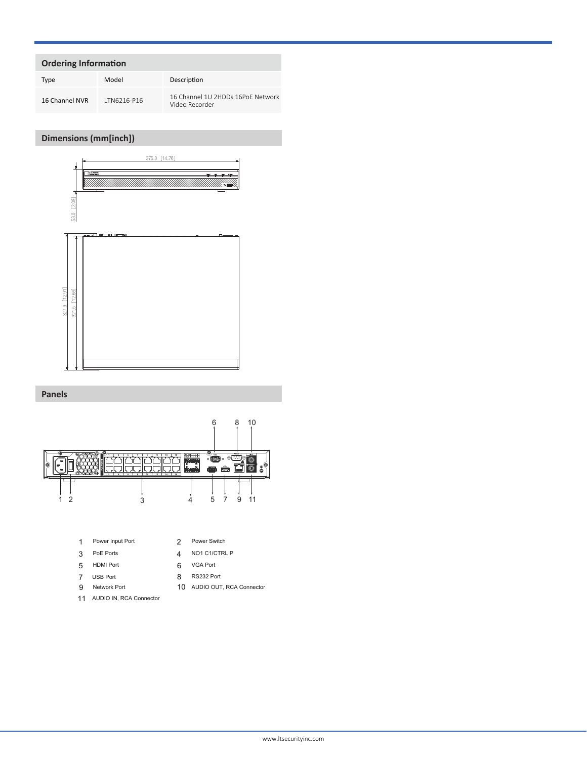## Ordering Information

| Type | Model | Description |
|---|---|---|
| 16 Channel NVR | LTN6216-P16 | 16 Channel 1U 2HDDs 16PoE Network Video Recorder |

## Dimensions (mm[inch])

375.0 [14.76]

53.0 [2.09]

327.9 [12.91]

321.5 [12.66]

## Panels

| | | | |
|---|---|---|---|
| 1 | Power Input Port | 2 | Power Switch |
| 3 | PoE Ports | 4 | NO1 C1/CTRL P |
| 5 | HDMI Port | 6 | VGA Port |
| 7 | USB Port | 8 | RS232 Port |
| 9 | Network Port | 10 | AUDIO OUT, RCA Connector |
| 11 | AUDIO IN, RCA Connector | | |